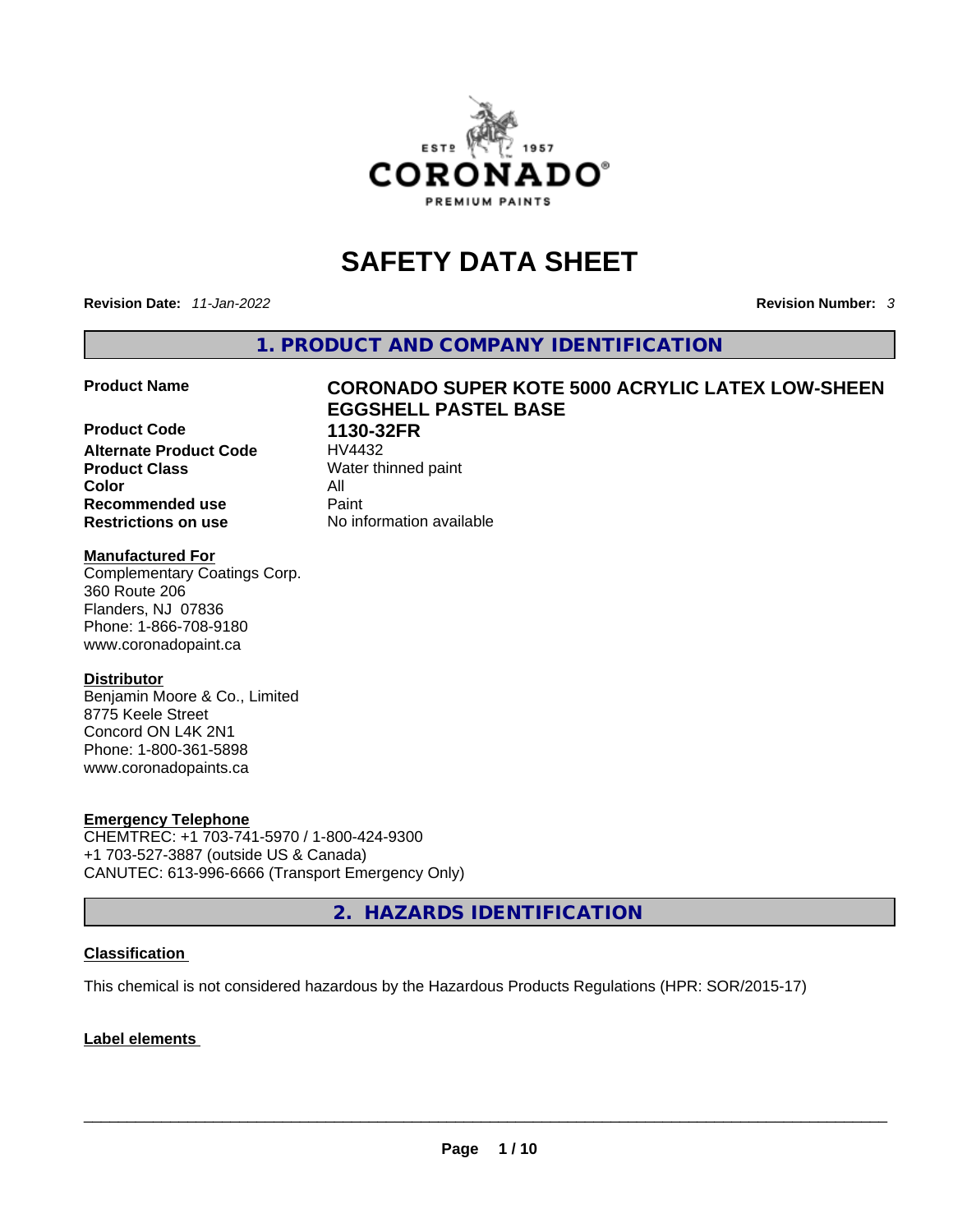# SAFETY DATA SHEET

**Revision Date:** *11-Jan-2022* **Revision Number:** *3*

## 1. PRODUCT AND COMPANY IDENTIFICATION

| | |
|---|---|
| **Product Name** | **CORONADO SUPER KOTE 5000 ACRYLIC LATEX LOW-SHEEN EGGSHELL PASTEL BASE** |
| **Product Code** | **1130-32FR** |
| **Alternate Product Code** | HV4432 |
| **Product Class** | Water thinned paint |
| **Color** | All |
| **Recommended use** | Paint |
| **Restrictions on use** | No information available |

**Manufactured For**
Complementary Coatings Corp.
360 Route 206
Flanders, NJ 07836
Phone: 1-866-708-9180
www.coronadopaint.ca

**Distributor**
Benjamin Moore & Co., Limited
8775 Keele Street
Concord ON L4K 2N1
Phone: 1-800-361-5898
www.coronadopaints.ca

**Emergency Telephone**
CHEMTREC: +1 703-741-5970 / 1-800-424-9300
+1 703-527-3887 (outside US & Canada)
CANUTEC: 613-996-6666 (Transport Emergency Only)

## 2. HAZARDS IDENTIFICATION

**Classification**

This chemical is not considered hazardous by the Hazardous Products Regulations (HPR: SOR/2015-17)

**Label elements**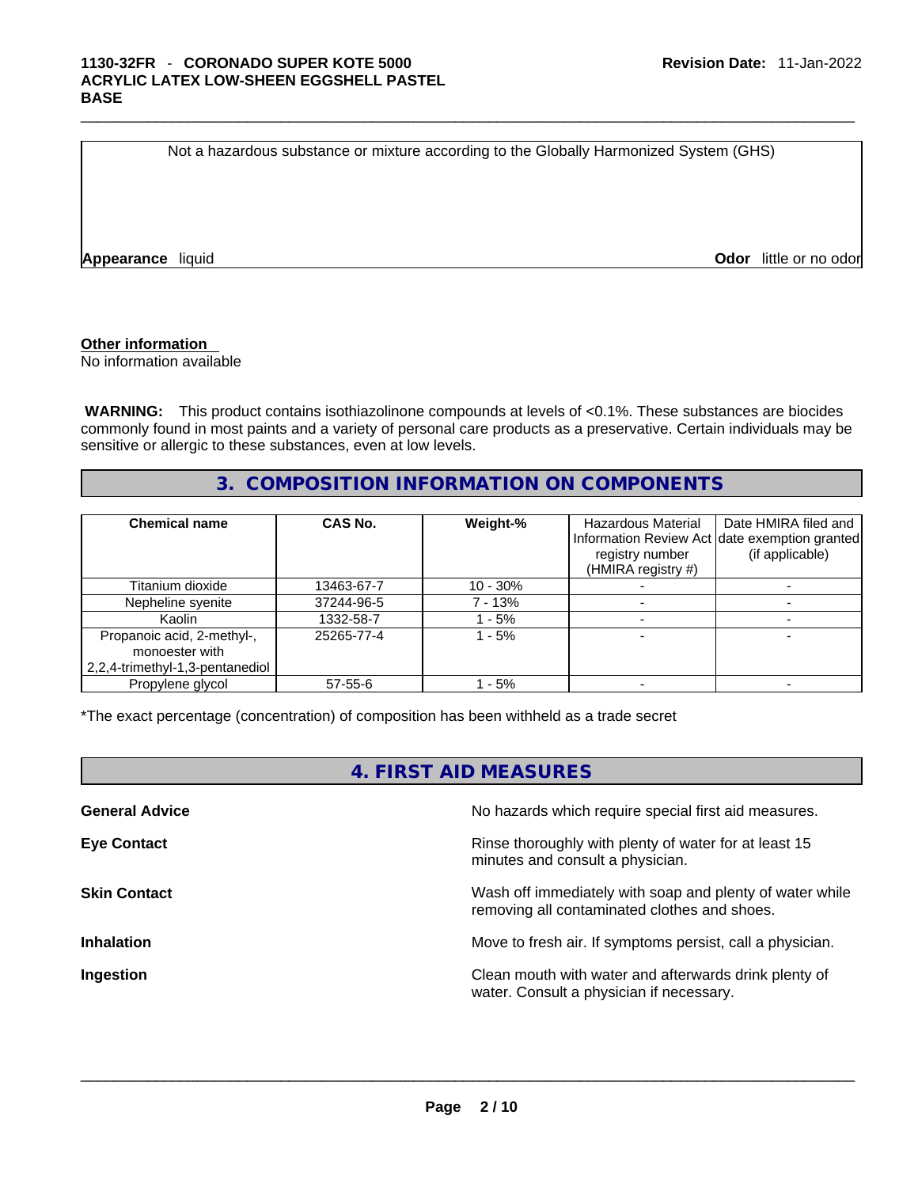Not a hazardous substance or mixture according to the Globally Harmonized System (GHS)

**Appearance** liquid **Odor** little or no odor

**Other information**
No information available

**WARNING:** This product contains isothiazolinone compounds at levels of <0.1%. These substances are biocides commonly found in most paints and a variety of personal care products as a preservative. Certain individuals may be sensitive or allergic to these substances, even at low levels.

## 3. COMPOSITION INFORMATION ON COMPONENTS

| Chemical name | CAS No. | Weight-% | Hazardous Material Information Review Act registry number (HMIRA registry #) | Date HMIRA filed and date exemption granted (if applicable) |
|---|---|---|---|---|
| Titanium dioxide | 13463-67-7 | 10 - 30% | - | - |
| Nepheline syenite | 37244-96-5 | 7 - 13% | - | - |
| Kaolin | 1332-58-7 | 1 - 5% | - | - |
| Propanoic acid, 2-methyl-, monoester with 2,2,4-trimethyl-1,3-pentanediol | 25265-77-4 | 1 - 5% | - | - |
| Propylene glycol | 57-55-6 | 1 - 5% | - | - |

*The exact percentage (concentration) of composition has been withheld as a trade secret

## 4. FIRST AID MEASURES

**General Advice** No hazards which require special first aid measures.

**Eye Contact** Rinse thoroughly with plenty of water for at least 15 minutes and consult a physician.

**Skin Contact** Wash off immediately with soap and plenty of water while removing all contaminated clothes and shoes.

**Inhalation** Move to fresh air. If symptoms persist, call a physician.

**Ingestion** Clean mouth with water and afterwards drink plenty of water. Consult a physician if necessary.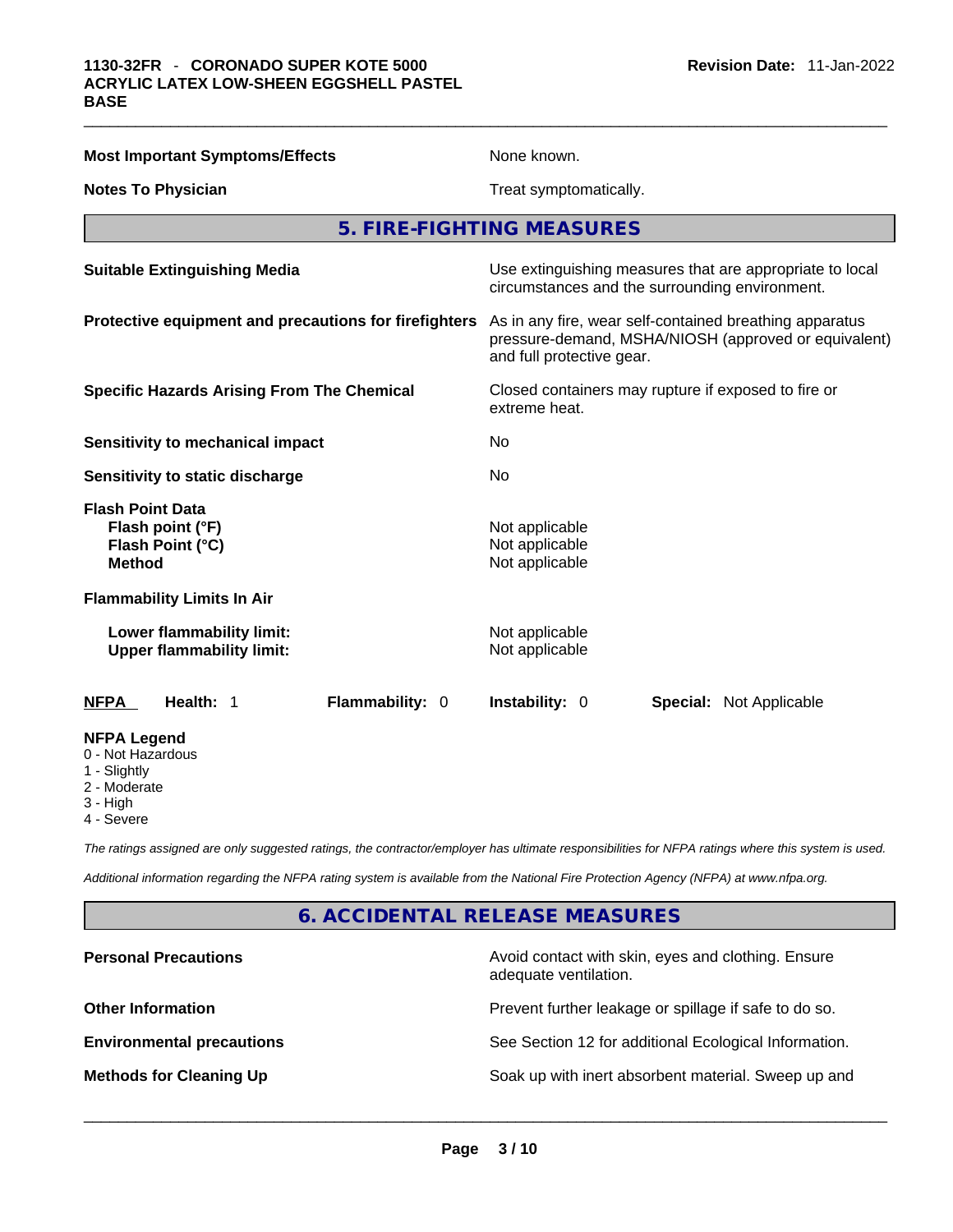**Most Important Symptoms/Effects** None known.

**Notes To Physician** Treat symptomatically.

## 5. FIRE-FIGHTING MEASURES

| | |
|---|---|
| **Suitable Extinguishing Media** | Use extinguishing measures that are appropriate to local circumstances and the surrounding environment. |
| **Protective equipment and precautions for firefighters** | As in any fire, wear self-contained breathing apparatus pressure-demand, MSHA/NIOSH (approved or equivalent) and full protective gear. |
| **Specific Hazards Arising From The Chemical** | Closed containers may rupture if exposed to fire or extreme heat. |
| **Sensitivity to mechanical impact** | No |
| **Sensitivity to static discharge** | No |
| **Flash Point Data** | |
| **Flash point (°F)** | Not applicable |
| **Flash Point (°C)** | Not applicable |
| **Method** | Not applicable |
| **Flammability Limits In Air** | |
| **Lower flammability limit:** | Not applicable |
| **Upper flammability limit:** | Not applicable |

| **NFPA** | **Health:** 1 | **Flammability:** 0 | **Instability:** 0 | **Special:** Not Applicable |
|---|---|---|---|---|

**NFPA Legend**
- 0 - Not Hazardous
- 1 - Slightly
- 2 - Moderate
- 3 - High
- 4 - Severe

*The ratings assigned are only suggested ratings, the contractor/employer has ultimate responsibilities for NFPA ratings where this system is used.*

*Additional information regarding the NFPA rating system is available from the National Fire Protection Agency (NFPA) at www.nfpa.org.*

## 6. ACCIDENTAL RELEASE MEASURES

| | |
|---|---|
| **Personal Precautions** | Avoid contact with skin, eyes and clothing. Ensure adequate ventilation. |
| **Other Information** | Prevent further leakage or spillage if safe to do so. |
| **Environmental precautions** | See Section 12 for additional Ecological Information. |
| **Methods for Cleaning Up** | Soak up with inert absorbent material. Sweep up and |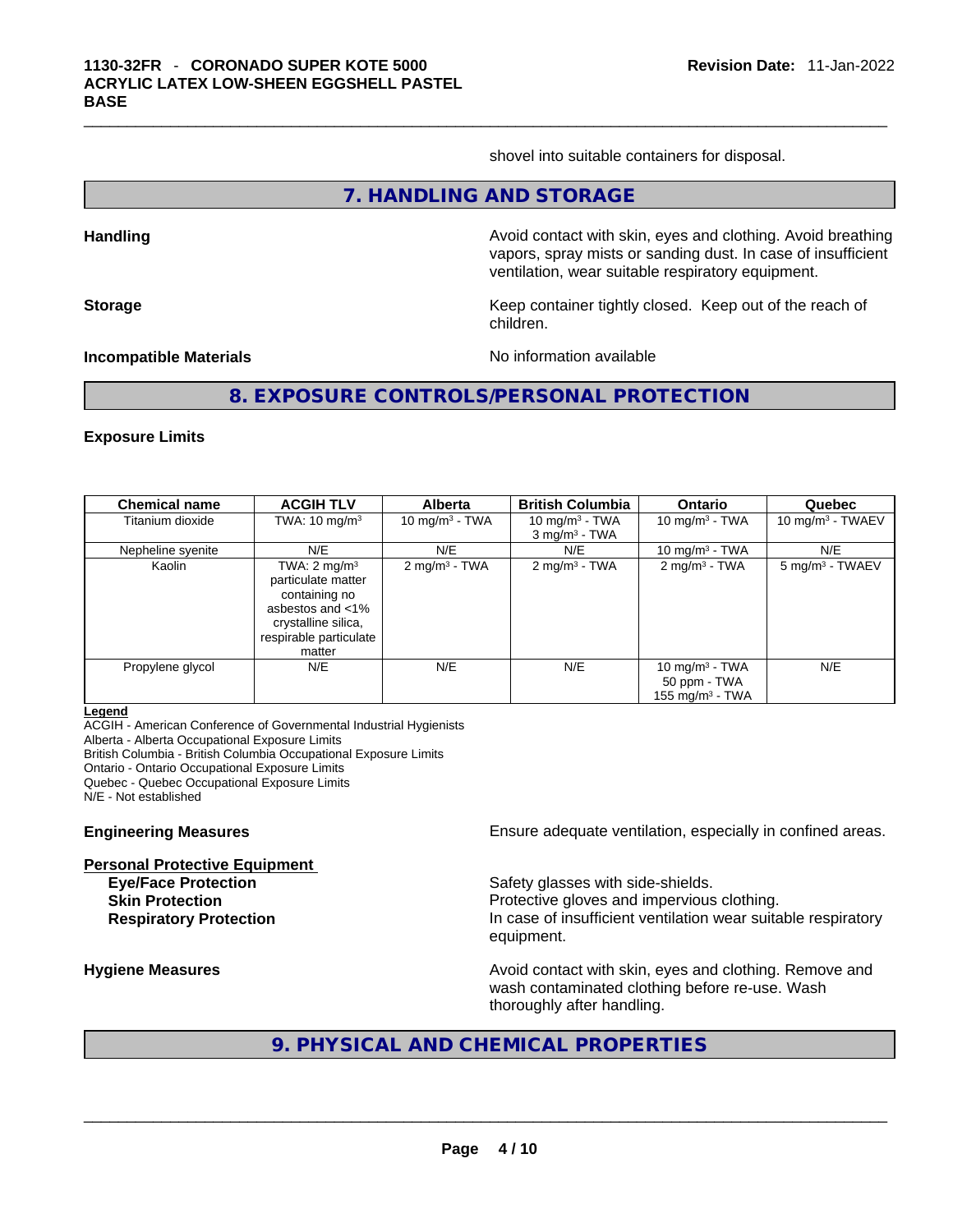shovel into suitable containers for disposal.

## 7. HANDLING AND STORAGE

**Handling**

Avoid contact with skin, eyes and clothing. Avoid breathing vapors, spray mists or sanding dust. In case of insufficient ventilation, wear suitable respiratory equipment.

**Storage**

Keep container tightly closed. Keep out of the reach of children.

**Incompatible Materials**

No information available

## 8. EXPOSURE CONTROLS/PERSONAL PROTECTION

### Exposure Limits

| Chemical name | ACGIH TLV | Alberta | British Columbia | Ontario | Quebec |
|---|---|---|---|---|---|
| Titanium dioxide | TWA: 10 mg/m$^3$ | 10 mg/m$^3$ - TWA | 10 mg/m$^3$ - TWA<br>3 mg/m$^3$ - TWA | 10 mg/m$^3$ - TWA | 10 mg/m$^3$ - TWAEV |
| Nepheline syenite | N/E | N/E | N/E | 10 mg/m$^3$ - TWA | N/E |
| Kaolin | TWA: 2 mg/m$^3$ particulate matter containing no asbestos and <1% crystalline silica, respirable particulate matter | 2 mg/m$^3$ - TWA | 2 mg/m$^3$ - TWA | 2 mg/m$^3$ - TWA | 5 mg/m$^3$ - TWAEV |
| Propylene glycol | N/E | N/E | N/E | 10 mg/m$^3$ - TWA<br>50 ppm - TWA<br>155 mg/m$^3$ - TWA | N/E |

**Legend**

ACGIH - American Conference of Governmental Industrial Hygienists
Alberta - Alberta Occupational Exposure Limits
British Columbia - British Columbia Occupational Exposure Limits
Ontario - Ontario Occupational Exposure Limits
Quebec - Quebec Occupational Exposure Limits
N/E - Not established

**Engineering Measures**

Ensure adequate ventilation, especially in confined areas.

**Personal Protective Equipment**

**Eye/Face Protection**: Safety glasses with side-shields.
**Skin Protection**: Protective gloves and impervious clothing.
**Respiratory Protection**: In case of insufficient ventilation wear suitable respiratory equipment.

**Hygiene Measures**

Avoid contact with skin, eyes and clothing. Remove and wash contaminated clothing before re-use. Wash thoroughly after handling.

## 9. PHYSICAL AND CHEMICAL PROPERTIES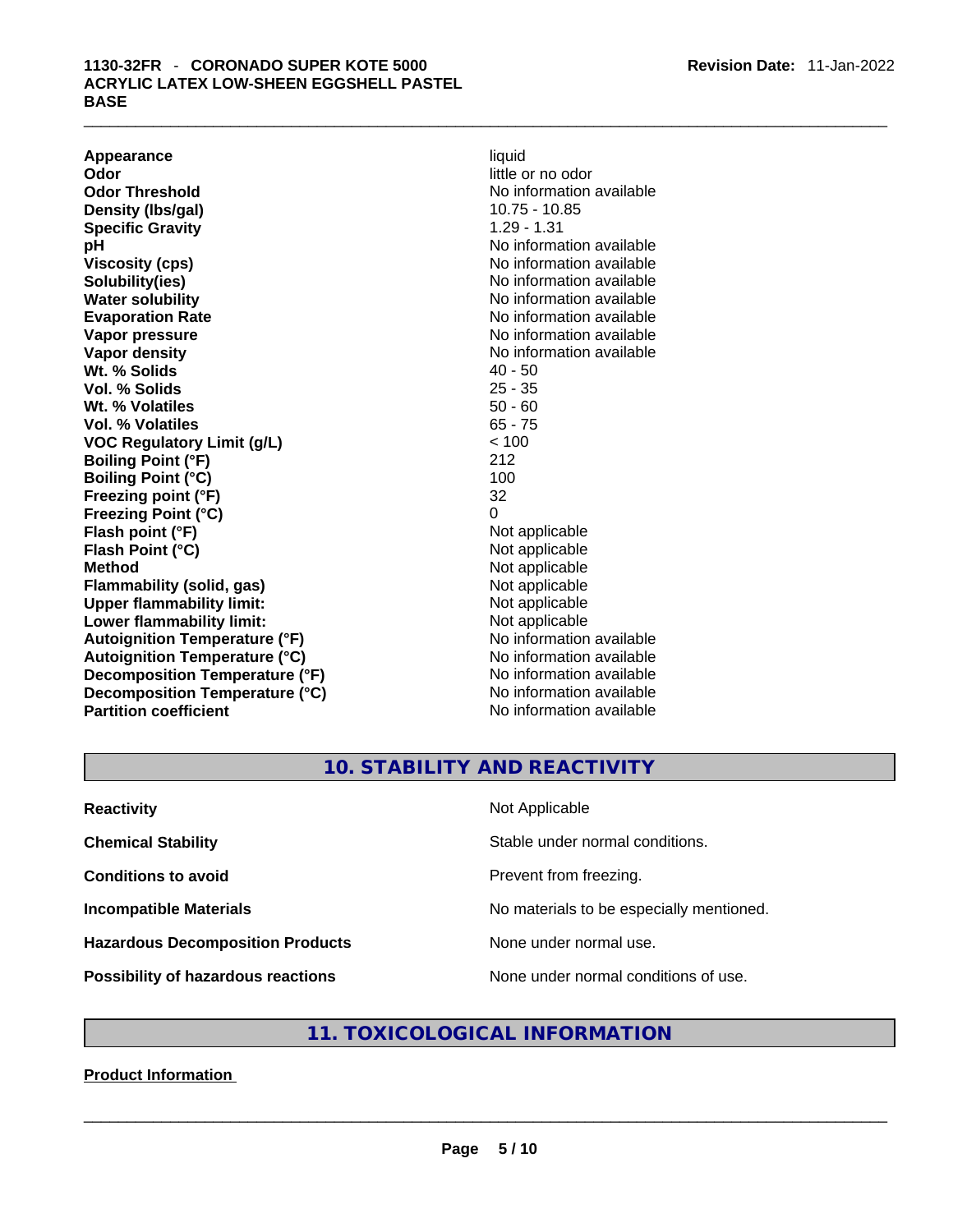| | |
|---|---|
| **Appearance** | liquid |
| **Odor** | little or no odor |
| **Odor Threshold** | No information available |
| **Density (lbs/gal)** | 10.75 - 10.85 |
| **Specific Gravity** | 1.29 - 1.31 |
| **pH** | No information available |
| **Viscosity (cps)** | No information available |
| **Solubility(ies)** | No information available |
| **Water solubility** | No information available |
| **Evaporation Rate** | No information available |
| **Vapor pressure** | No information available |
| **Vapor density** | No information available |
| **Wt. % Solids** | 40 - 50 |
| **Vol. % Solids** | 25 - 35 |
| **Wt. % Volatiles** | 50 - 60 |
| **Vol. % Volatiles** | 65 - 75 |
| **VOC Regulatory Limit (g/L)** | < 100 |
| **Boiling Point (°F)** | 212 |
| **Boiling Point (°C)** | 100 |
| **Freezing point (°F)** | 32 |
| **Freezing Point (°C)** | 0 |
| **Flash point (°F)** | Not applicable |
| **Flash Point (°C)** | Not applicable |
| **Method** | Not applicable |
| **Flammability (solid, gas)** | Not applicable |
| **Upper flammability limit:** | Not applicable |
| **Lower flammability limit:** | Not applicable |
| **Autoignition Temperature (°F)** | No information available |
| **Autoignition Temperature (°C)** | No information available |
| **Decomposition Temperature (°F)** | No information available |
| **Decomposition Temperature (°C)** | No information available |
| **Partition coefficient** | No information available |

## 10. STABILITY AND REACTIVITY

| | |
|---|---|
| **Reactivity** | Not Applicable |
| **Chemical Stability** | Stable under normal conditions. |
| **Conditions to avoid** | Prevent from freezing. |
| **Incompatible Materials** | No materials to be especially mentioned. |
| **Hazardous Decomposition Products** | None under normal use. |
| **Possibility of hazardous reactions** | None under normal conditions of use. |

## 11. TOXICOLOGICAL INFORMATION

**Product Information**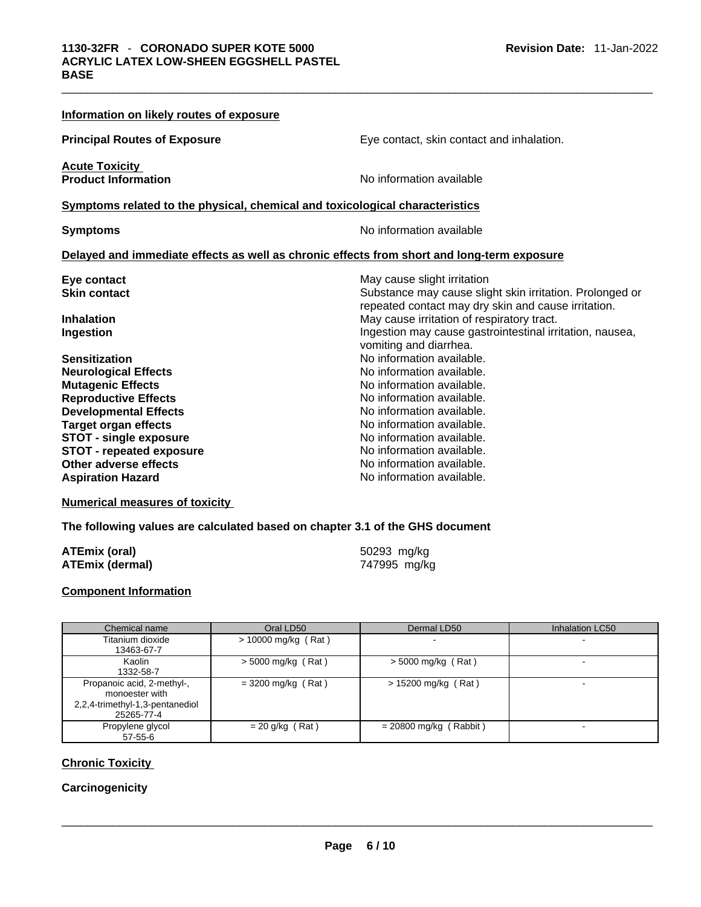### Information on likely routes of exposure

**Principal Routes of Exposure** Eye contact, skin contact and inhalation.

**Acute Toxicity**

**Product Information** No information available

### Symptoms related to the physical, chemical and toxicological characteristics

**Symptoms** No information available

### Delayed and immediate effects as well as chronic effects from short and long-term exposure

**Eye contact** May cause slight irritation

**Skin contact** Substance may cause slight skin irritation. Prolonged or repeated contact may dry skin and cause irritation.

**Inhalation** May cause irritation of respiratory tract.

**Ingestion** Ingestion may cause gastrointestinal irritation, nausea, vomiting and diarrhea.

**Sensitization** No information available.

**Neurological Effects** No information available.

**Mutagenic Effects** No information available.

**Reproductive Effects** No information available.

**Developmental Effects** No information available.

**Target organ effects** No information available.

**STOT - single exposure** No information available.

**STOT - repeated exposure** No information available.

**Other adverse effects** No information available.

**Aspiration Hazard** No information available.

### Numerical measures of toxicity

**The following values are calculated based on chapter 3.1 of the GHS document**

**ATEmix (oral)** 50293 mg/kg

**ATEmix (dermal)** 747995 mg/kg

### Component Information

| Chemical name | Oral LD50 | Dermal LD50 | Inhalation LC50 |
|---|---|---|---|
| Titanium dioxide 13463-67-7 | > 10000 mg/kg ( Rat ) | - | - |
| Kaolin 1332-58-7 | > 5000 mg/kg ( Rat ) | > 5000 mg/kg ( Rat ) | - |
| Propanoic acid, 2-methyl-, monoester with 2,2,4-trimethyl-1,3-pentanediol 25265-77-4 | = 3200 mg/kg ( Rat ) | > 15200 mg/kg ( Rat ) | - |
| Propylene glycol 57-55-6 | = 20 g/kg ( Rat ) | = 20800 mg/kg ( Rabbit ) | - |

### Chronic Toxicity

**Carcinogenicity**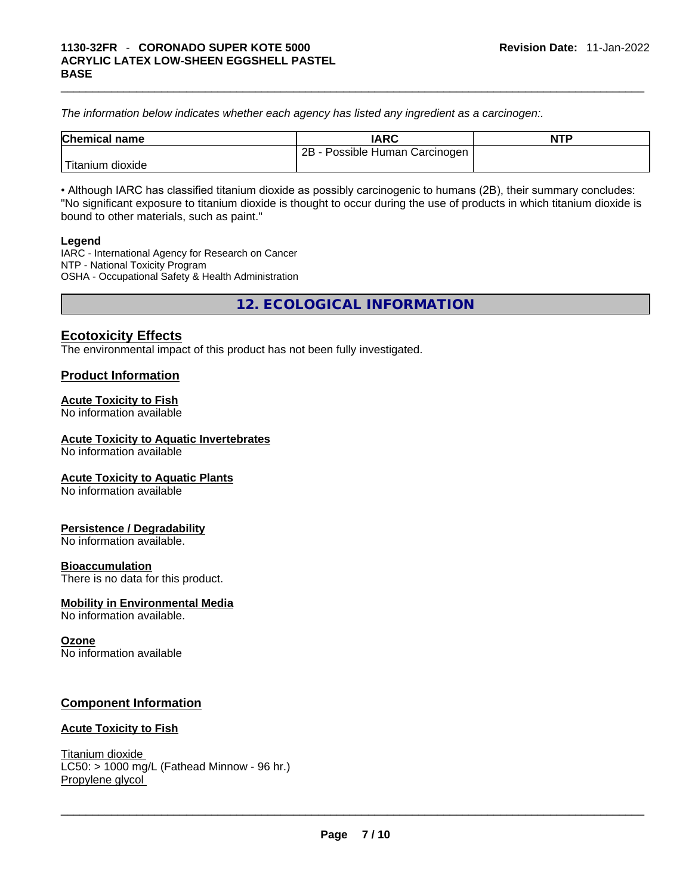*The information below indicates whether each agency has listed any ingredient as a carcinogen:.*

| Chemical name | IARC | NTP |
|---|---|---|
| Titanium dioxide | 2B - Possible Human Carcinogen | |

• Although IARC has classified titanium dioxide as possibly carcinogenic to humans (2B), their summary concludes: "No significant exposure to titanium dioxide is thought to occur during the use of products in which titanium dioxide is bound to other materials, such as paint."

**Legend**
IARC - International Agency for Research on Cancer
NTP - National Toxicity Program
OSHA - Occupational Safety & Health Administration

## 12. ECOLOGICAL INFORMATION

### Ecotoxicity Effects

The environmental impact of this product has not been fully investigated.

### Product Information

**Acute Toxicity to Fish**
No information available

**Acute Toxicity to Aquatic Invertebrates**
No information available

**Acute Toxicity to Aquatic Plants**
No information available

**Persistence / Degradability**
No information available.

**Bioaccumulation**
There is no data for this product.

**Mobility in Environmental Media**
No information available.

**Ozone**
No information available

### Component Information

**Acute Toxicity to Fish**

Titanium dioxide
LC50: > 1000 mg/L (Fathead Minnow - 96 hr.)
Propylene glycol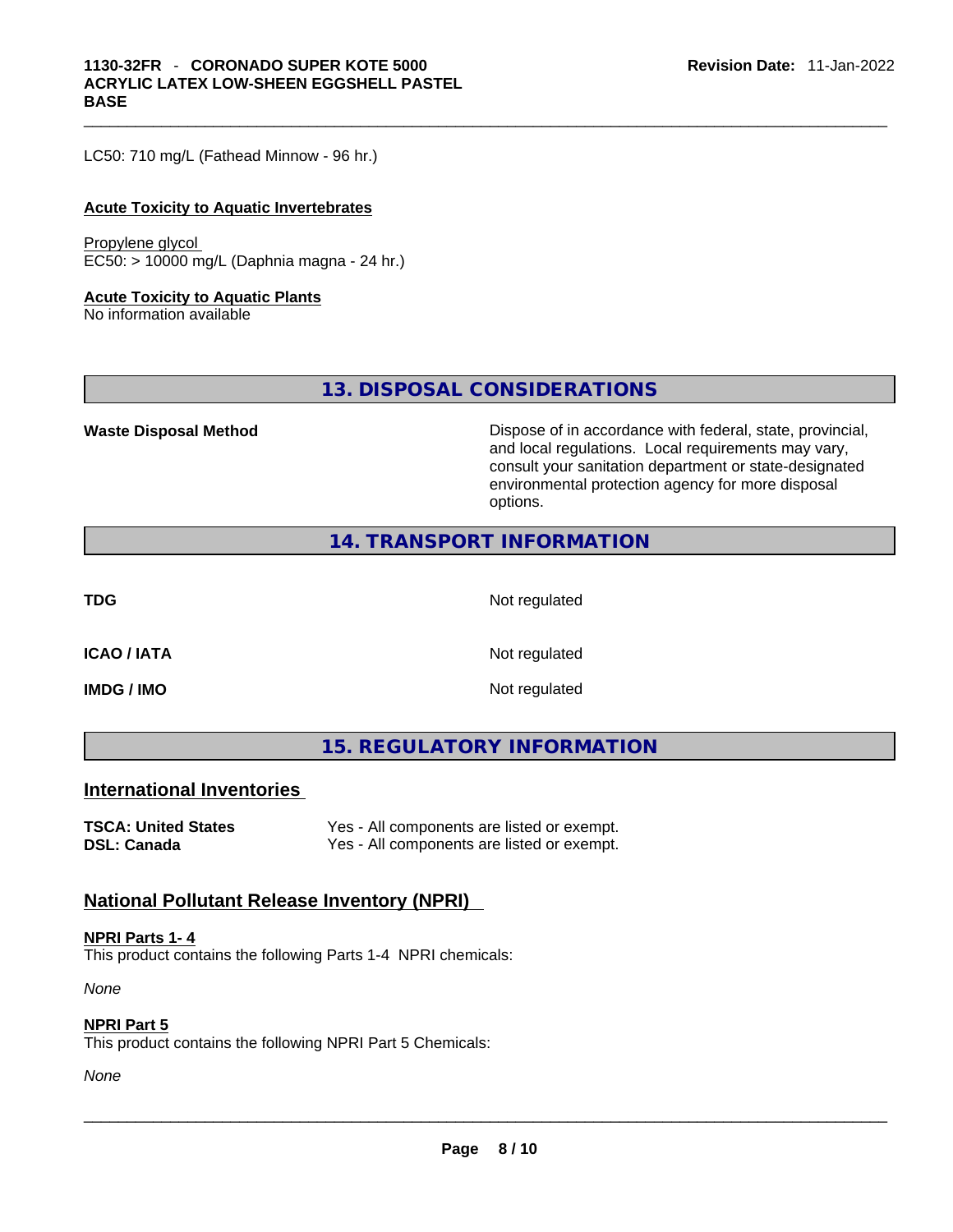LC50: 710 mg/L (Fathead Minnow - 96 hr.)

**Acute Toxicity to Aquatic Invertebrates**

Propylene glycol
EC50: > 10000 mg/L (Daphnia magna - 24 hr.)

**Acute Toxicity to Aquatic Plants**
No information available

## 13. DISPOSAL CONSIDERATIONS

| | |
|---|---|
| **Waste Disposal Method** | Dispose of in accordance with federal, state, provincial, and local regulations. Local requirements may vary, consult your sanitation department or state-designated environmental protection agency for more disposal options. |

## 14. TRANSPORT INFORMATION

| | |
|---|---|
| **TDG** | Not regulated |
| **ICAO / IATA** | Not regulated |
| **IMDG / IMO** | Not regulated |

## 15. REGULATORY INFORMATION

### International Inventories

| | |
|---|---|
| **TSCA: United States** | Yes - All components are listed or exempt. |
| **DSL: Canada** | Yes - All components are listed or exempt. |

### National Pollutant Release Inventory (NPRI)

**NPRI Parts 1- 4**
This product contains the following Parts 1-4 NPRI chemicals:

*None*

**NPRI Part 5**
This product contains the following NPRI Part 5 Chemicals:

*None*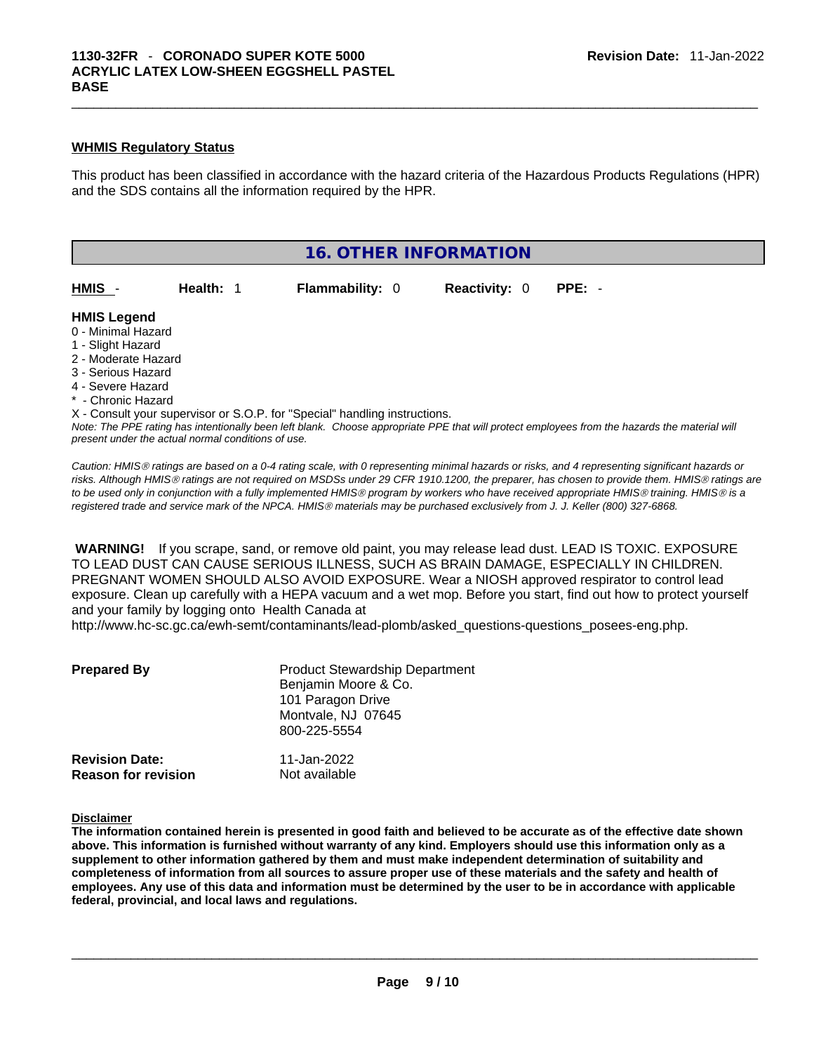**WHMIS Regulatory Status**

This product has been classified in accordance with the hazard criteria of the Hazardous Products Regulations (HPR) and the SDS contains all the information required by the HPR.

## 16. OTHER INFORMATION

| HMIS - | Health: 1 | Flammability: 0 | Reactivity: 0 | PPE: - |
|---|---|---|---|---|

**HMIS Legend**
0 - Minimal Hazard
1 - Slight Hazard
2 - Moderate Hazard
3 - Serious Hazard
4 - Severe Hazard
* - Chronic Hazard
X - Consult your supervisor or S.O.P. for "Special" handling instructions.

*Note: The PPE rating has intentionally been left blank. Choose appropriate PPE that will protect employees from the hazards the material will present under the actual normal conditions of use.*

*Caution: HMIS® ratings are based on a 0-4 rating scale, with 0 representing minimal hazards or risks, and 4 representing significant hazards or risks. Although HMIS® ratings are not required on MSDSs under 29 CFR 1910.1200, the preparer, has chosen to provide them. HMIS® ratings are to be used only in conjunction with a fully implemented HMIS® program by workers who have received appropriate HMIS® training. HMIS® is a registered trade and service mark of the NPCA. HMIS® materials may be purchased exclusively from J. J. Keller (800) 327-6868.*

**WARNING!** If you scrape, sand, or remove old paint, you may release lead dust. LEAD IS TOXIC. EXPOSURE TO LEAD DUST CAN CAUSE SERIOUS ILLNESS, SUCH AS BRAIN DAMAGE, ESPECIALLY IN CHILDREN. PREGNANT WOMEN SHOULD ALSO AVOID EXPOSURE. Wear a NIOSH approved respirator to control lead exposure. Clean up carefully with a HEPA vacuum and a wet mop. Before you start, find out how to protect yourself and your family by logging onto Health Canada at http://www.hc-sc.gc.ca/ewh-semt/contaminants/lead-plomb/asked_questions-questions_posees-eng.php.

**Prepared By**
Product Stewardship Department
Benjamin Moore & Co.
101 Paragon Drive
Montvale, NJ 07645
800-225-5554

**Revision Date:** 11-Jan-2022
**Reason for revision** Not available

**Disclaimer**

**The information contained herein is presented in good faith and believed to be accurate as of the effective date shown above. This information is furnished without warranty of any kind. Employers should use this information only as a supplement to other information gathered by them and must make independent determination of suitability and completeness of information from all sources to assure proper use of these materials and the safety and health of employees. Any use of this data and information must be determined by the user to be in accordance with applicable federal, provincial, and local laws and regulations.**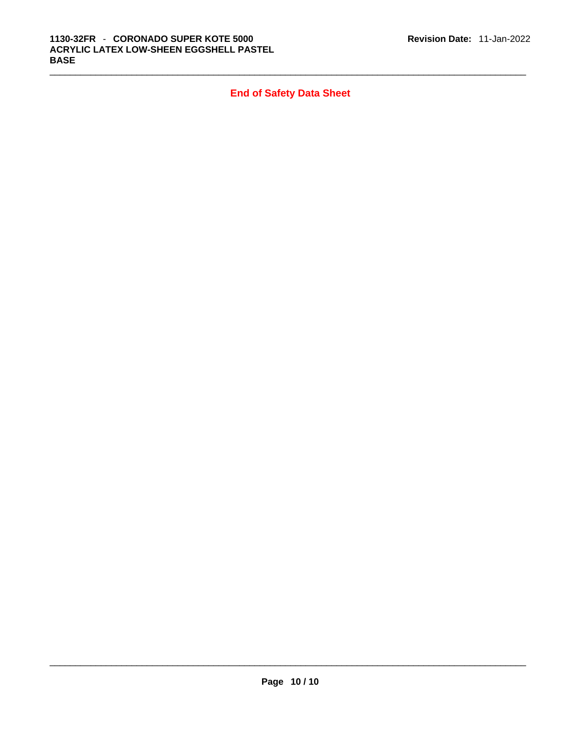**End of Safety Data Sheet**